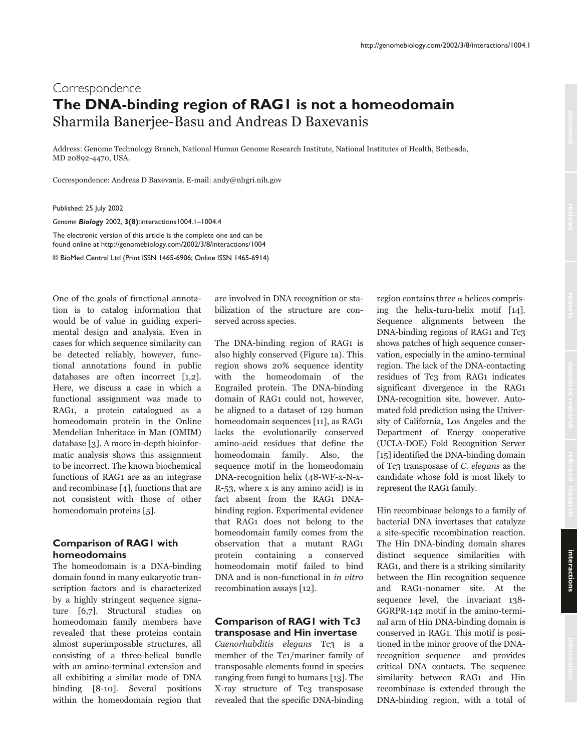Correspondence

# The DNA-binding region of RAG1 is not a homeodomain

Sharmila Banerjee-Basu and Andreas D Baxevanis

Address: Genome Technology Branch, National Human Genome Research Institute, National Institutes of Health, Bethesda, MD 20892-4470, USA.

Correspondence: Andreas D Baxevanis. E-mail: andy@nhgri.nih.gov

Published: 25 July 2002

*Genome **Biology*** 2002, **3(8)**:interactions1004.1–1004.4

The electronic version of this article is the complete one and can be found online at http://genomebiology.com/2002/3/8/interactions/1004

© BioMed Central Ltd (Print ISSN 1465-6906; Online ISSN 1465-6914)

One of the goals of functional annotation is to catalog information that would be of value in guiding experimental design and analysis. Even in cases for which sequence similarity can be detected reliably, however, functional annotations found in public databases are often incorrect [1,2]. Here, we discuss a case in which a functional assignment was made to RAG1, a protein catalogued as a homeodomain protein in the Online Mendelian Inheritace in Man (OMIM) database [3]. A more in-depth bioinformatic analysis shows this assignment to be incorrect. The known biochemical functions of RAG1 are as an integrase and recombinase [4], functions that are not consistent with those of other homeodomain proteins [5].

## Comparison of RAG1 with homeodomains

The homeodomain is a DNA-binding domain found in many eukaryotic transcription factors and is characterized by a highly stringent sequence signature [6,7]. Structural studies on homeodomain family members have revealed that these proteins contain almost superimposable structures, all consisting of a three-helical bundle with an amino-terminal extension and all exhibiting a similar mode of DNA binding [8-10]. Several positions within the homeodomain region that are involved in DNA recognition or stabilization of the structure are conserved across species.

The DNA-binding region of RAG1 is also highly conserved (Figure 1a). This region shows 20% sequence identity with the homeodomain of the Engrailed protein. The DNA-binding domain of RAG1 could not, however, be aligned to a dataset of 129 human homeodomain sequences [11], as RAG1 lacks the evolutionarily conserved amino-acid residues that define the homeodomain family. Also, the sequence motif in the homeodomain DNA-recognition helix (48-WF-x-N-x-R-53, where x is any amino acid) is in fact absent from the RAG1 DNA-binding region. Experimental evidence that RAG1 does not belong to the homeodomain family comes from the observation that a mutant RAG1 protein containing a conserved homeodomain motif failed to bind DNA and is non-functional in *in vitro* recombination assays [12].

## Comparison of RAG1 with Tc3 transposase and Hin invertase

*Caenorhabditis elegans* Tc3 is a member of the Tc1/mariner family of transposable elements found in species ranging from fungi to humans [13]. The X-ray structure of Tc3 transposase revealed that the specific DNA-binding region contains three α helices comprising the helix-turn-helix motif [14]. Sequence alignments between the DNA-binding regions of RAG1 and Tc3 shows patches of high sequence conservation, especially in the amino-terminal region. The lack of the DNA-contacting residues of Tc3 from RAG1 indicates significant divergence in the RAG1 DNA-recognition site, however. Automated fold prediction using the University of California, Los Angeles and the Department of Energy cooperative (UCLA-DOE) Fold Recognition Server [15] identified the DNA-binding domain of Tc3 transposase of *C. elegans* as the candidate whose fold is most likely to represent the RAG1 family.

Hin recombinase belongs to a family of bacterial DNA invertases that catalyze a site-specific recombination reaction. The Hin DNA-binding domain shares distinct sequence similarities with RAG1, and there is a striking similarity between the Hin recognition sequence and RAG1-nonamer site. At the sequence level, the invariant 138-GGRPR-142 motif in the amino-terminal arm of Hin DNA-binding domain is conserved in RAG1. This motif is positioned in the minor groove of the DNA-recognition sequence and provides critical DNA contacts. The sequence similarity between RAG1 and Hin recombinase is extended through the DNA-binding region, with a total of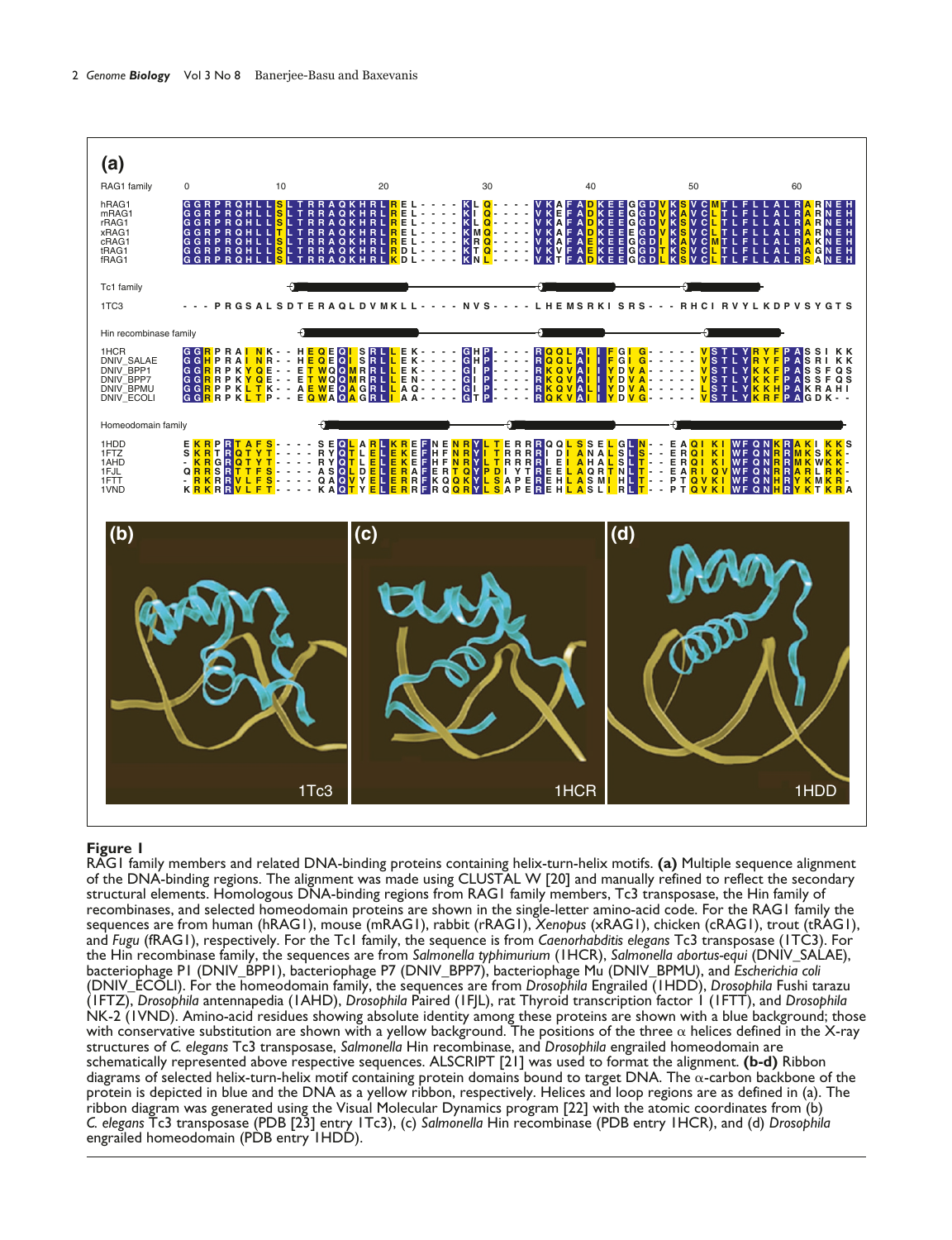**Figure 1**

RAG1 family members and related DNA-binding proteins containing helix-turn-helix motifs. **(a)** Multiple sequence alignment of the DNA-binding regions. The alignment was made using CLUSTAL W [20] and manually refined to reflect the secondary structural elements. Homologous DNA-binding regions from RAG1 family members, Tc3 transposase, the Hin family of recombinases, and selected homeodomain proteins are shown in the single-letter amino-acid code. For the RAG1 family the sequences are from human (hRAG1), mouse (mRAG1), rabbit (rRAG1), *Xenopus* (xRAG1), chicken (cRAG1), trout (tRAG1), and *Fugu* (fRAG1), respectively. For the Tc1 family, the sequence is from *Caenorhabditis elegans* Tc3 transposase (1TC3). For the Hin recombinase family, the sequences are from *Salmonella typhimurium* (1HCR), *Salmonella abortus-equi* (DNIV_SALAE), bacteriophage P1 (DNIV_BPP1), bacteriophage P7 (DNIV_BPP7), bacteriophage Mu (DNIV_BPMU), and *Escherichia coli* (DNIV_ECOLI). For the homeodomain family, the sequences are from *Drosophila* Engrailed (1HDD), *Drosophila* Fushi tarazu (1FTZ), *Drosophila* antennapedia (1AHD), *Drosophila* Paired (1FJL), rat Thyroid transcription factor 1 (1FTT), and *Drosophila* NK-2 (1VND). Amino-acid residues showing absolute identity among these proteins are shown with a blue background; those with conservative substitution are shown with a yellow background. The positions of the three α helices defined in the X-ray structures of *C. elegans* Tc3 transposase, *Salmonella* Hin recombinase, and *Drosophila* engrailed homeodomain are schematically represented above respective sequences. ALSCRIPT [21] was used to format the alignment. **(b-d)** Ribbon diagrams of selected helix-turn-helix motif containing protein domains bound to target DNA. The α-carbon backbone of the protein is depicted in blue and the DNA as a yellow ribbon, respectively. Helices and loop regions are as defined in (a). The ribbon diagram was generated using the Visual Molecular Dynamics program [22] with the atomic coordinates from (b) *C. elegans* Tc3 transposase (PDB [23] entry 1Tc3), (c) *Salmonella* Hin recombinase (PDB entry 1HCR), and (d) *Drosophila* engrailed homeodomain (PDB entry 1HDD).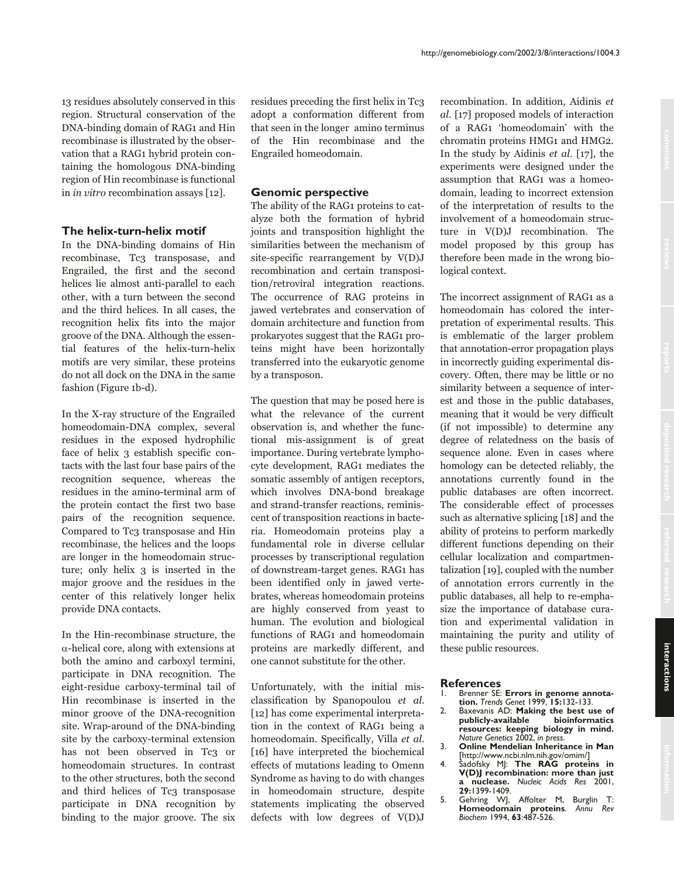13 residues absolutely conserved in this region. Structural conservation of the DNA-binding domain of RAG1 and Hin recombinase is illustrated by the observation that a RAG1 hybrid protein containing the homologous DNA-binding region of Hin recombinase is functional in *in vitro* recombination assays [12].

### The helix-turn-helix motif

In the DNA-binding domains of Hin recombinase, Tc3 transposase, and Engrailed, the first and the second helices lie almost anti-parallel to each other, with a turn between the second and the third helices. In all cases, the recognition helix fits into the major groove of the DNA. Although the essential features of the helix-turn-helix motifs are very similar, these proteins do not all dock on the DNA in the same fashion (Figure 1b-d).

In the X-ray structure of the Engrailed homeodomain-DNA complex, several residues in the exposed hydrophilic face of helix 3 establish specific contacts with the last four base pairs of the recognition sequence, whereas the residues in the amino-terminal arm of the protein contact the first two base pairs of the recognition sequence. Compared to Tc3 transposase and Hin recombinase, the helices and the loops are longer in the homeodomain structure; only helix 3 is inserted in the major groove and the residues in the center of this relatively longer helix provide DNA contacts.

In the Hin-recombinase structure, the α-helical core, along with extensions at both the amino and carboxyl termini, participate in DNA recognition. The eight-residue carboxy-terminal tail of Hin recombinase is inserted in the minor groove of the DNA-recognition site. Wrap-around of the DNA-binding site by the carboxy-terminal extension has not been observed in Tc3 or homeodomain structures. In contrast to the other structures, both the second and third helices of Tc3 transposase participate in DNA recognition by binding to the major groove. The six residues preceding the first helix in Tc3 adopt a conformation different from that seen in the longer amino terminus of the Hin recombinase and the Engrailed homeodomain.

### Genomic perspective

The ability of the RAG1 proteins to catalyze both the formation of hybrid joints and transposition highlight the similarities between the mechanism of site-specific rearrangement by V(D)J recombination and certain transposition/retroviral integration reactions. The occurrence of RAG proteins in jawed vertebrates and conservation of domain architecture and function from prokaryotes suggest that the RAG1 proteins might have been horizontally transferred into the eukaryotic genome by a transposon.

The question that may be posed here is what the relevance of the current observation is, and whether the functional mis-assignment is of great importance. During vertebrate lymphocyte development, RAG1 mediates the somatic assembly of antigen receptors, which involves DNA-bond breakage and strand-transfer reactions, reminiscent of transposition reactions in bacteria. Homeodomain proteins play a fundamental role in diverse cellular processes by transcriptional regulation of downstream-target genes. RAG1 has been identified only in jawed vertebrates, whereas homeodomain proteins are highly conserved from yeast to human. The evolution and biological functions of RAG1 and homeodomain proteins are markedly different, and one cannot substitute for the other.

Unfortunately, with the initial misclassification by Spanopoulou *et al.* [12] has come experimental interpretation in the context of RAG1 being a homeodomain. Specifically, Villa *et al.* [16] have interpreted the biochemical effects of mutations leading to Omenn Syndrome as having to do with changes in homeodomain structure, despite statements implicating the observed defects with low degrees of V(D)J recombination. In addition, Aidinis *et al.* [17] proposed models of interaction of a RAG1 'homeodomain' with the chromatin proteins HMG1 and HMG2. In the study by Aidinis *et al.* [17], the experiments were designed under the assumption that RAG1 was a homeodomain, leading to incorrect extension of the interpretation of results to the involvement of a homeodomain structure in V(D)J recombination. The model proposed by this group has therefore been made in the wrong biological context.

The incorrect assignment of RAG1 as a homeodomain has colored the interpretation of experimental results. This is emblematic of the larger problem that annotation-error propagation plays in incorrectly guiding experimental discovery. Often, there may be little or no similarity between a sequence of interest and those in the public databases, meaning that it would be very difficult (if not impossible) to determine any degree of relatedness on the basis of sequence alone. Even in cases where homology can be detected reliably, the annotations currently found in the public databases are often incorrect. The considerable effect of processes such as alternative splicing [18] and the ability of proteins to perform markedly different functions depending on their cellular localization and compartmentalization [19], coupled with the number of annotation errors currently in the public databases, all help to re-emphasize the importance of database curation and experimental validation in maintaining the purity and utility of these public resources.

### References

1. Brenner SE: **Errors in genome annotation.** *Trends Genet* 1999, **15:**132-133.
2. Baxevanis AD: **Making the best use of publicly-available bioinformatics resources: keeping biology in mind.** *Nature Genetics* 2002, *in press.*
3. **Online Mendelian Inheritance in Man** [http://www.ncbi.nlm.nih.gov/omim/]
4. Sadofsky MJ: **The RAG proteins in V(D)J recombination: more than just a nuclease.** *Nucleic Acids Res* 2001, **29:**1399-1409.
5. Gehring WJ, Affolter M, Burglin T: **Homeodomain proteins**. *Annu Rev Biochem* 1994, **63**:487-526.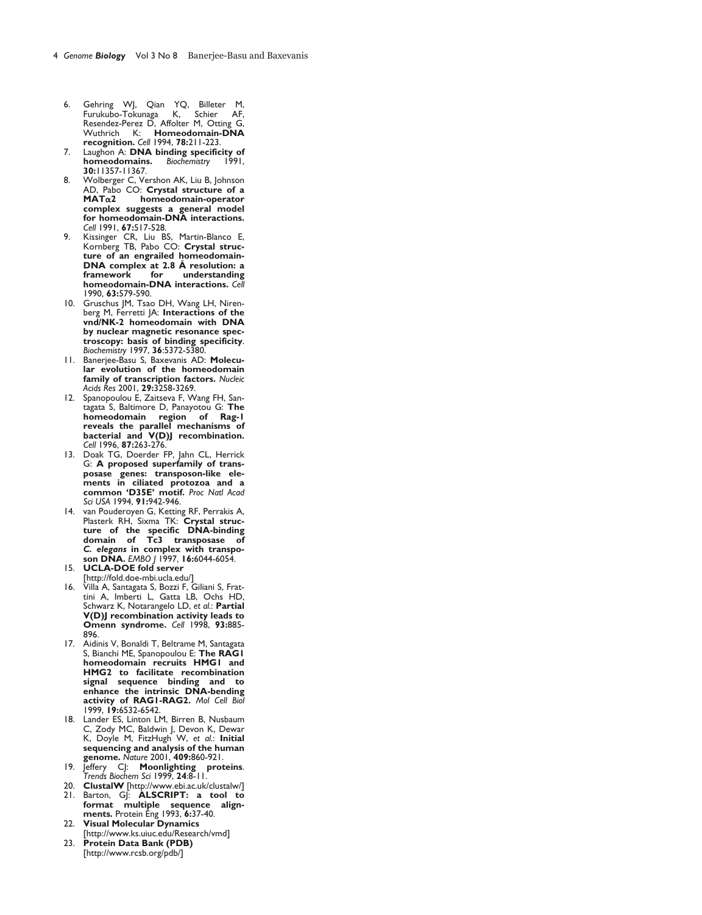6. Gehring WJ, Qian YQ, Billeter M, Furukubo-Tokunaga K, Schier AF, Resendez-Perez D, Affolter M, Otting G, Wuthrich K: **Homeodomain-DNA recognition.** *Cell* 1994, **78:**211-223.
7. Laughon A: **DNA binding specificity of homeodomains.** *Biochemistry* 1991, **30:**11357-11367.
8. Wolberger C, Vershon AK, Liu B, Johnson AD, Pabo CO: **Crystal structure of a MATα2 homeodomain-operator complex suggests a general model for homeodomain-DNA interactions.** *Cell* 1991, **67:**517-528.
9. Kissinger CR, Liu BS, Martin-Blanco E, Kornberg TB, Pabo CO: **Crystal structure of an engrailed homeodomain-DNA complex at 2.8 Å resolution: a framework for understanding homeodomain-DNA interactions.** *Cell* 1990, **63:**579-590.
10. Gruschus JM, Tsao DH, Wang LH, Nirenberg M, Ferretti JA: **Interactions of the vnd/NK-2 homeodomain with DNA by nuclear magnetic resonance spectroscopy: basis of binding specificity**. *Biochemistry* 1997, **36**:5372-5380.
11. Banerjee-Basu S, Baxevanis AD: **Molecular evolution of the homeodomain family of transcription factors.** *Nucleic Acids Res* 2001, **29:**3258-3269.
12. Spanopoulou E, Zaitseva F, Wang FH, Santagata S, Baltimore D, Panayotou G: **The homeodomain region of Rag-1 reveals the parallel mechanisms of bacterial and V(D)J recombination.** *Cell* 1996, **87:**263-276.
13. Doak TG, Doerder FP, Jahn CL, Herrick G: **A proposed superfamily of transposase genes: transposon-like elements in ciliated protozoa and a common 'D35E' motif.** *Proc Natl Acad Sci USA* 1994, **91:**942-946.
14. van Pouderoyen G, Ketting RF, Perrakis A, Plasterk RH, Sixma TK: **Crystal structure of the specific DNA-binding domain of Tc3 transposase of *C. elegans* in complex with transposon DNA.** *EMBO J* 1997, **16:**6044-6054.
15. **UCLA-DOE fold server** [http://fold.doe-mbi.ucla.edu/]
16. Villa A, Santagata S, Bozzi F, Giliani S, Frattini A, Imberti L, Gatta LB, Ochs HD, Schwarz K, Notarangelo LD, *et al.*: **Partial V(D)J recombination activity leads to Omenn syndrome.** *Cell* 1998, **93:**885-896.
17. Aidinis V, Bonaldi T, Beltrame M, Santagata S, Bianchi ME, Spanopoulou E: **The RAG1 homeodomain recruits HMG1 and HMG2 to facilitate recombination signal sequence binding and to enhance the intrinsic DNA-bending activity of RAG1-RAG2.** *Mol Cell Biol* 1999, **19:**6532-6542.
18. Lander ES, Linton LM, Birren B, Nusbaum C, Zody MC, Baldwin J, Devon K, Dewar K, Doyle M, FitzHugh W, *et al.*: **Initial sequencing and analysis of the human genome.** *Nature* 2001, **409:**860-921.
19. Jeffery CJ: **Moonlighting proteins**. *Trends Biochem Sci* 1999, **24**:8-11.
20. **ClustalW** [http://www.ebi.ac.uk/clustalw/]
21. Barton, GJ: **ALSCRIPT: a tool to format multiple sequence alignments.** Protein Eng 1993, **6:**37-40.
22. **Visual Molecular Dynamics** [http://www.ks.uiuc.edu/Research/vmd]
23. **Protein Data Bank (PDB)** [http://www.rcsb.org/pdb/]